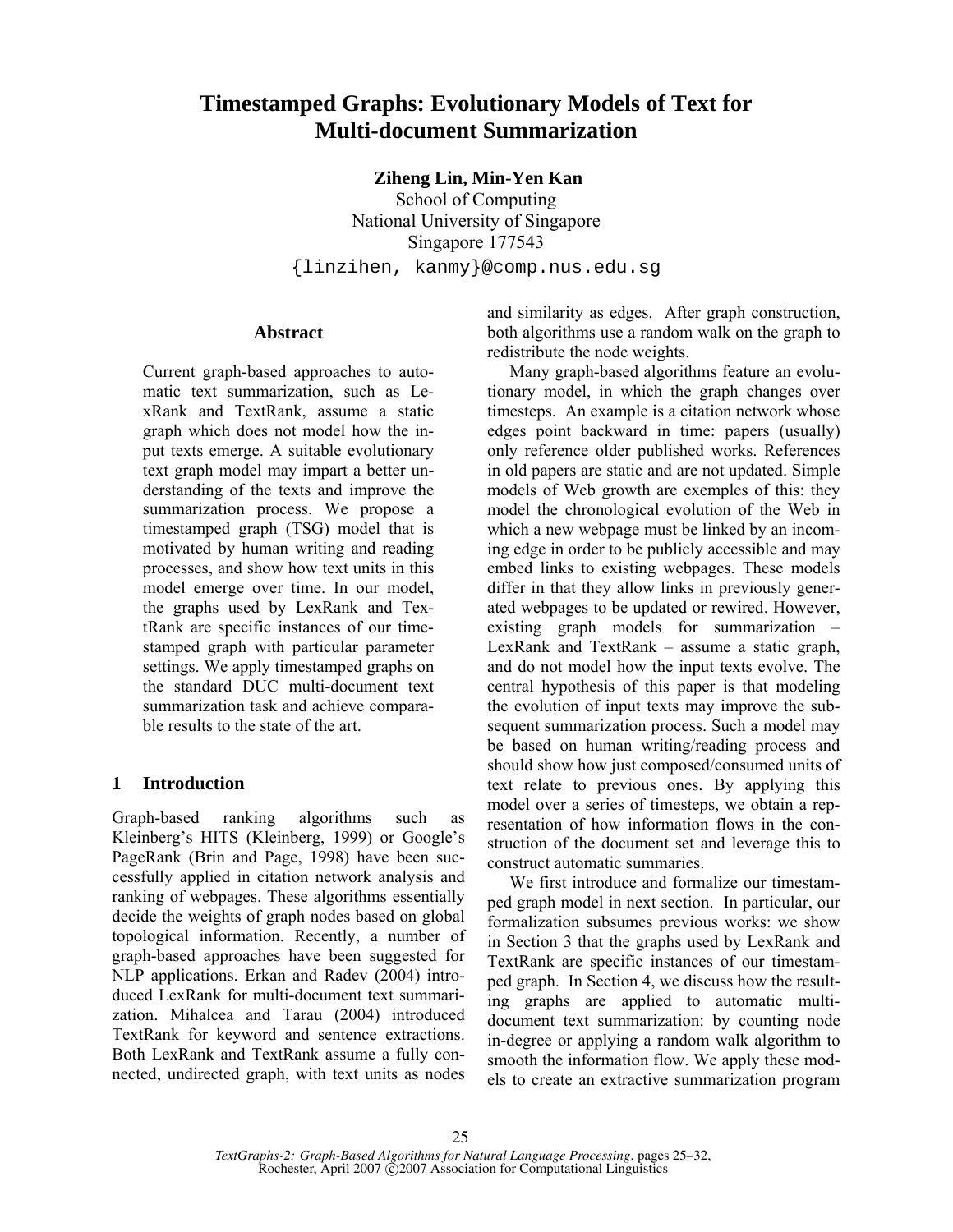# Timestamped Graphs: Evolutionary Models of Text for Multi-document Summarization

**Ziheng Lin, Min-Yen Kan**

School of Computing
National University of Singapore
Singapore 177543
{linzihen, kanmy}@comp.nus.edu.sg

## Abstract

Current graph-based approaches to automatic text summarization, such as LexRank and TextRank, assume a static graph which does not model how the input texts emerge. A suitable evolutionary text graph model may impart a better understanding of the texts and improve the summarization process. We propose a timestamped graph (TSG) model that is motivated by human writing and reading processes, and show how text units in this model emerge over time. In our model, the graphs used by LexRank and TextRank are specific instances of our timestamped graph with particular parameter settings. We apply timestamped graphs on the standard DUC multi-document text summarization task and achieve comparable results to the state of the art.

## 1 Introduction

Graph-based ranking algorithms such as Kleinberg's HITS (Kleinberg, 1999) or Google's PageRank (Brin and Page, 1998) have been successfully applied in citation network analysis and ranking of webpages. These algorithms essentially decide the weights of graph nodes based on global topological information. Recently, a number of graph-based approaches have been suggested for NLP applications. Erkan and Radev (2004) introduced LexRank for multi-document text summarization. Mihalcea and Tarau (2004) introduced TextRank for keyword and sentence extractions. Both LexRank and TextRank assume a fully connected, undirected graph, with text units as nodes and similarity as edges. After graph construction, both algorithms use a random walk on the graph to redistribute the node weights.

Many graph-based algorithms feature an evolutionary model, in which the graph changes over timesteps. An example is a citation network whose edges point backward in time: papers (usually) only reference older published works. References in old papers are static and are not updated. Simple models of Web growth are exemples of this: they model the chronological evolution of the Web in which a new webpage must be linked by an incoming edge in order to be publicly accessible and may embed links to existing webpages. These models differ in that they allow links in previously generated webpages to be updated or rewired. However, existing graph models for summarization – LexRank and TextRank – assume a static graph, and do not model how the input texts evolve. The central hypothesis of this paper is that modeling the evolution of input texts may improve the subsequent summarization process. Such a model may be based on human writing/reading process and should show how just composed/consumed units of text relate to previous ones. By applying this model over a series of timesteps, we obtain a representation of how information flows in the construction of the document set and leverage this to construct automatic summaries.

We first introduce and formalize our timestamped graph model in next section. In particular, our formalization subsumes previous works: we show in Section 3 that the graphs used by LexRank and TextRank are specific instances of our timestamped graph. In Section 4, we discuss how the resulting graphs are applied to automatic multi-document text summarization: by counting node in-degree or applying a random walk algorithm to smooth the information flow. We apply these models to create an extractive summarization program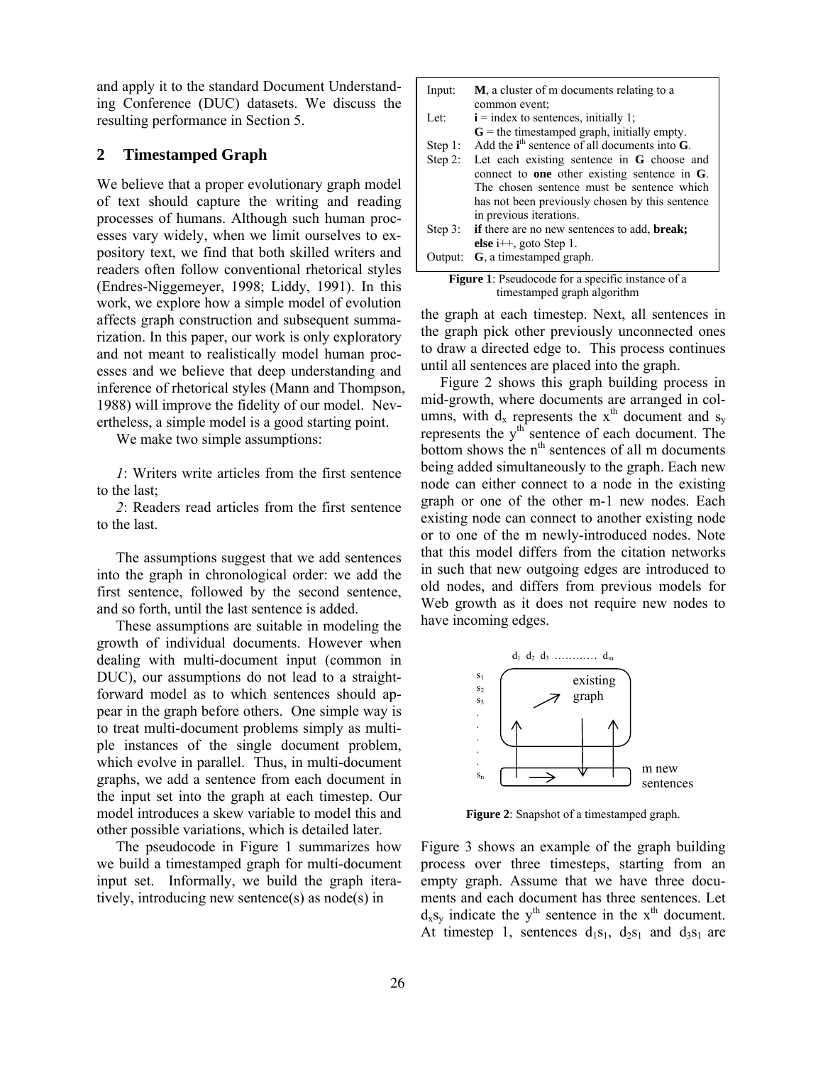and apply it to the standard Document Understanding Conference (DUC) datasets. We discuss the resulting performance in Section 5.

## 2 Timestamped Graph

We believe that a proper evolutionary graph model of text should capture the writing and reading processes of humans. Although such human processes vary widely, when we limit ourselves to expository text, we find that both skilled writers and readers often follow conventional rhetorical styles (Endres-Niggemeyer, 1998; Liddy, 1991). In this work, we explore how a simple model of evolution affects graph construction and subsequent summarization. In this paper, our work is only exploratory and not meant to realistically model human processes and we believe that deep understanding and inference of rhetorical styles (Mann and Thompson, 1988) will improve the fidelity of our model. Nevertheless, a simple model is a good starting point.

We make two simple assumptions:

*1*: Writers write articles from the first sentence to the last;

*2*: Readers read articles from the first sentence to the last.

The assumptions suggest that we add sentences into the graph in chronological order: we add the first sentence, followed by the second sentence, and so forth, until the last sentence is added.

These assumptions are suitable in modeling the growth of individual documents. However when dealing with multi-document input (common in DUC), our assumptions do not lead to a straightforward model as to which sentences should appear in the graph before others. One simple way is to treat multi-document problems simply as multiple instances of the single document problem, which evolve in parallel. Thus, in multi-document graphs, we add a sentence from each document in the input set into the graph at each timestep. Our model introduces a skew variable to model this and other possible variations, which is detailed later.

The pseudocode in Figure 1 summarizes how we build a timestamped graph for multi-document input set. Informally, we build the graph iteratively, introducing new sentence(s) as node(s) in the graph at each timestep. Next, all sentences in the graph pick other previously unconnected ones to draw a directed edge to. This process continues until all sentences are placed into the graph.

| | |
|---|---|
| Input: | **M**, a cluster of m documents relating to a common event; |
| Let: | **i** = index to sentences, initially 1; **G** = the timestamped graph, initially empty. |
| Step 1: | Add the **i**[th] sentence of all documents into **G**. |
| Step 2: | Let each existing sentence in **G** choose and connect to **one** other existing sentence in **G**. The chosen sentence must be sentence which has not been previously chosen by this sentence in previous iterations. |
| Step 3: | **if** there are no new sentences to add, **break; else** i++, goto Step 1. |
| Output: | **G**, a timestamped graph. |

**Figure 1**: Pseudocode for a specific instance of a timestamped graph algorithm

Figure 2 shows this graph building process in mid-growth, where documents are arranged in columns, with $d_x$ represents the $x^{th}$ document and $s_y$ represents the $y^{th}$ sentence of each document. The bottom shows the $n^{th}$ sentences of all m documents being added simultaneously to the graph. Each new node can either connect to a node in the existing graph or one of the other m-1 new nodes. Each existing node can connect to another existing node or to one of the m newly-introduced nodes. Note that this model differs from the citation networks in such that new outgoing edges are introduced to old nodes, and differs from previous models for Web growth as it does not require new nodes to have incoming edges.

**Figure 2**: Snapshot of a timestamped graph.

Figure 3 shows an example of the graph building process over three timesteps, starting from an empty graph. Assume that we have three documents and each document has three sentences. Let $d_xs_y$ indicate the $y^{th}$ sentence in the $x^{th}$ document. At timestep 1, sentences $d_1s_1$, $d_2s_1$ and $d_3s_1$ are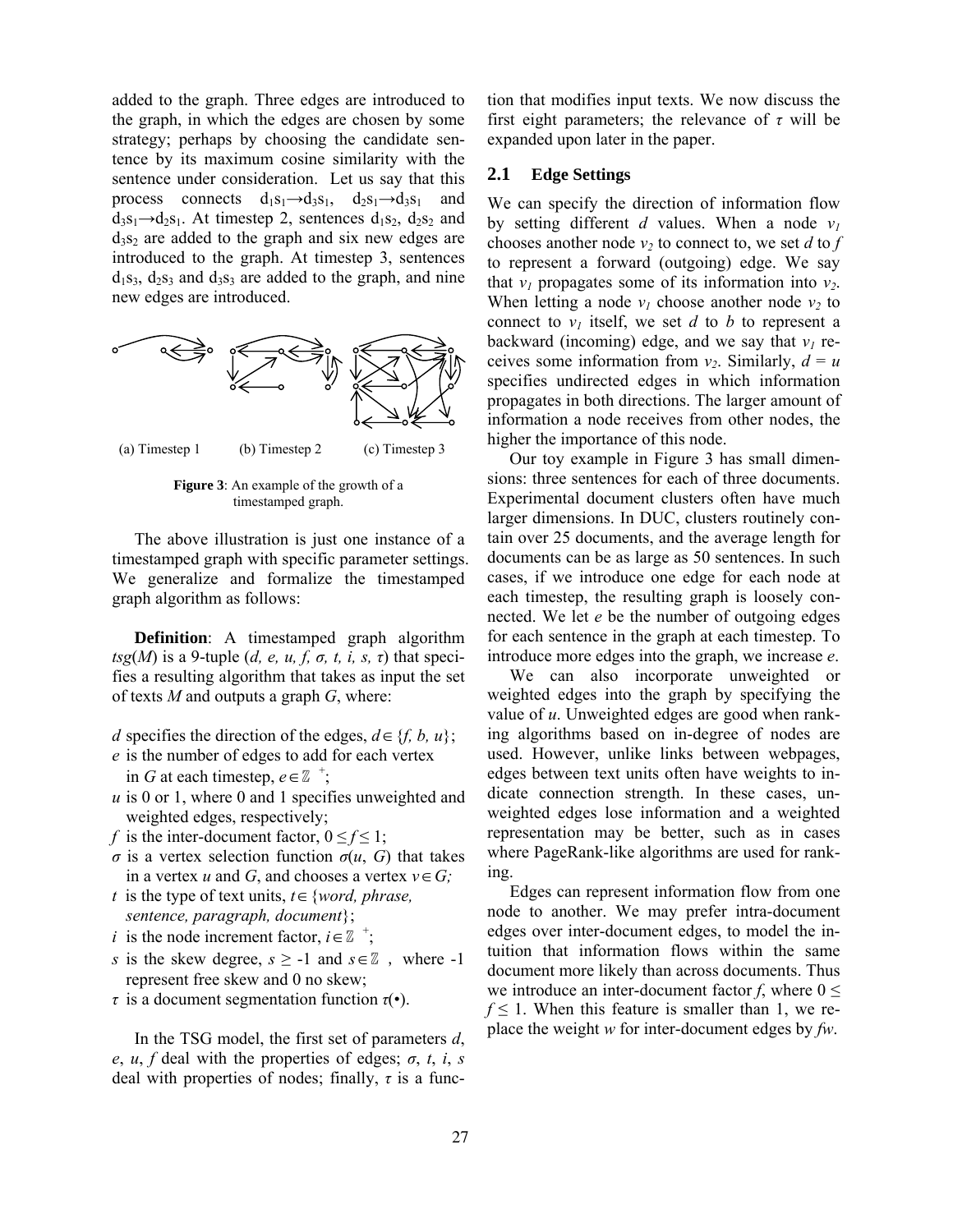added to the graph. Three edges are introduced to the graph, in which the edges are chosen by some strategy; perhaps by choosing the candidate sentence by its maximum cosine similarity with the sentence under consideration. Let us say that this process connects $d_1s_1 \rightarrow d_3s_1$, $d_2s_1 \rightarrow d_3s_1$ and $d_3s_1 \rightarrow d_2s_1$. At timestep 2, sentences $d_1s_2$, $d_2s_2$ and $d_3s_2$ are added to the graph and six new edges are introduced to the graph. At timestep 3, sentences $d_1s_3$, $d_2s_3$ and $d_3s_3$ are added to the graph, and nine new edges are introduced.

(a) Timestep 1 (b) Timestep 2 (c) Timestep 3

**Figure 3**: An example of the growth of a timestamped graph.

The above illustration is just one instance of a timestamped graph with specific parameter settings. We generalize and formalize the timestamped graph algorithm as follows:

**Definition**: A timestamped graph algorithm $tsg(M)$ is a 9-tuple $(d, e, u, f, \sigma, t, i, s, \tau)$ that specifies a resulting algorithm that takes as input the set of texts $M$ and outputs a graph $G$, where:

- $d$ specifies the direction of the edges, $d \in \{f, b, u\}$;
- $e$ is the number of edges to add for each vertex in $G$ at each timestep, $e \in \mathbb{Z}^+$;
- $u$ is 0 or 1, where 0 and 1 specifies unweighted and weighted edges, respectively;
- $f$ is the inter-document factor, $0 \leq f \leq 1$;
- $\sigma$ is a vertex selection function $\sigma(u, G)$ that takes in a vertex $u$ and $G$, and chooses a vertex $v \in G$;
- $t$ is the type of text units, $t \in$ {*word, phrase, sentence, paragraph, document*};
- $i$ is the node increment factor, $i \in \mathbb{Z}^+$;
- $s$ is the skew degree, $s \geq -1$ and $s \in \mathbb{Z}$, where -1 represent free skew and 0 no skew;
- $\tau$ is a document segmentation function $\tau(\bullet)$.

In the TSG model, the first set of parameters $d$, $e$, $u$, $f$ deal with the properties of edges; $\sigma$, $t$, $i$, $s$ deal with properties of nodes; finally, $\tau$ is a function that modifies input texts. We now discuss the first eight parameters; the relevance of $\tau$ will be expanded upon later in the paper.

## 2.1 Edge Settings

We can specify the direction of information flow by setting different $d$ values. When a node $v_1$ chooses another node $v_2$ to connect to, we set $d$ to $f$ to represent a forward (outgoing) edge. We say that $v_1$ propagates some of its information into $v_2$. When letting a node $v_1$ choose another node $v_2$ to connect to $v_1$ itself, we set $d$ to $b$ to represent a backward (incoming) edge, and we say that $v_1$ receives some information from $v_2$. Similarly, $d = u$ specifies undirected edges in which information propagates in both directions. The larger amount of information a node receives from other nodes, the higher the importance of this node.

Our toy example in Figure 3 has small dimensions: three sentences for each of three documents. Experimental document clusters often have much larger dimensions. In DUC, clusters routinely contain over 25 documents, and the average length for documents can be as large as 50 sentences. In such cases, if we introduce one edge for each node at each timestep, the resulting graph is loosely connected. We let $e$ be the number of outgoing edges for each sentence in the graph at each timestep. To introduce more edges into the graph, we increase $e$.

We can also incorporate unweighted or weighted edges into the graph by specifying the value of $u$. Unweighted edges are good when ranking algorithms based on in-degree of nodes are used. However, unlike links between webpages, edges between text units often have weights to indicate connection strength. In these cases, unweighted edges lose information and a weighted representation may be better, such as in cases where PageRank-like algorithms are used for ranking.

Edges can represent information flow from one node to another. We may prefer intra-document edges over inter-document edges, to model the intuition that information flows within the same document more likely than across documents. Thus we introduce an inter-document factor $f$, where $0 \leq f \leq 1$. When this feature is smaller than 1, we replace the weight $w$ for inter-document edges by $fw$.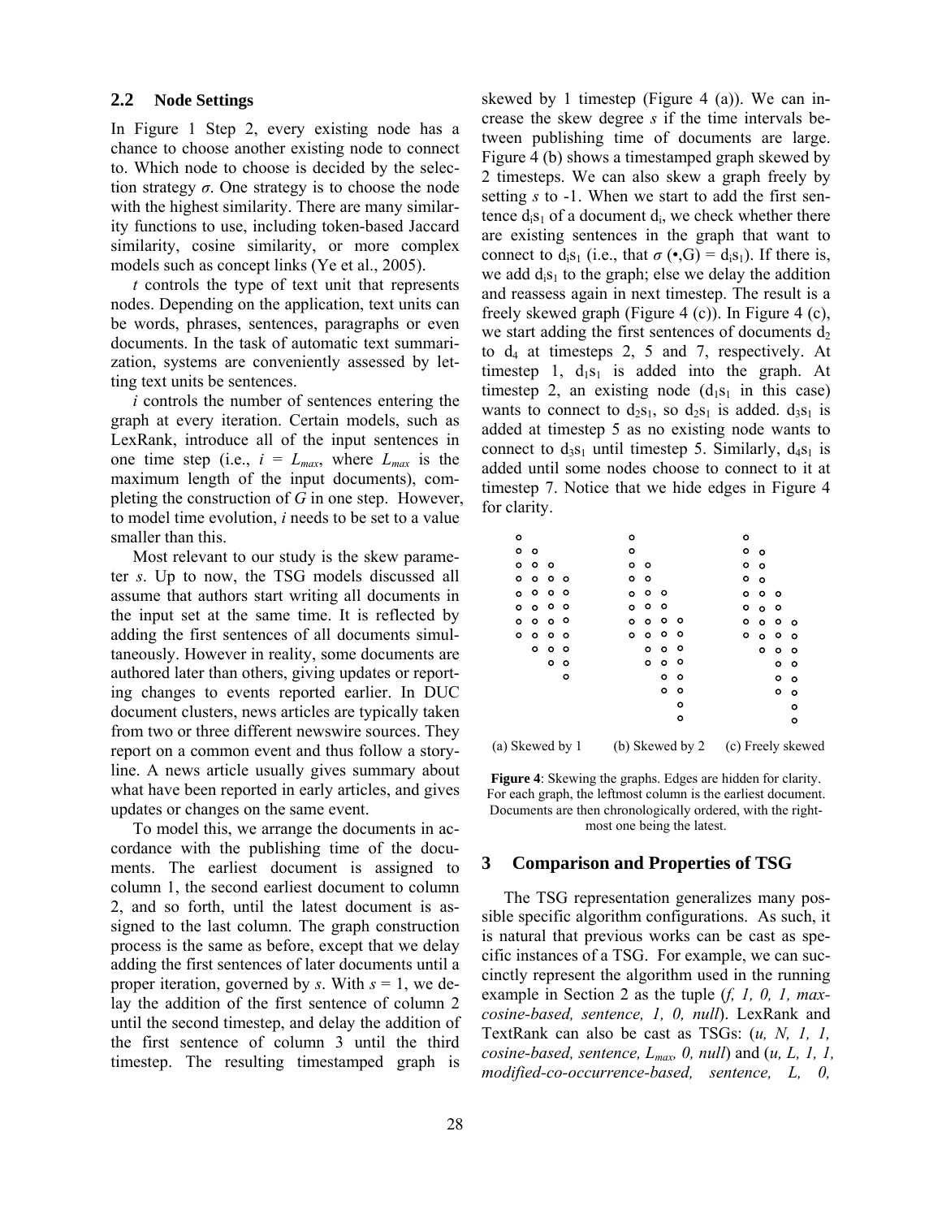### 2.2 Node Settings

In Figure 1 Step 2, every existing node has a chance to choose another existing node to connect to. Which node to choose is decided by the selection strategy $\sigma$. One strategy is to choose the node with the highest similarity. There are many similarity functions to use, including token-based Jaccard similarity, cosine similarity, or more complex models such as concept links (Ye et al., 2005).

*t* controls the type of text unit that represents nodes. Depending on the application, text units can be words, phrases, sentences, paragraphs or even documents. In the task of automatic text summarization, systems are conveniently assessed by letting text units be sentences.

*i* controls the number of sentences entering the graph at every iteration. Certain models, such as LexRank, introduce all of the input sentences in one time step (i.e., $i = L_{max}$, where $L_{max}$ is the maximum length of the input documents), completing the construction of *G* in one step. However, to model time evolution, *i* needs to be set to a value smaller than this.

Most relevant to our study is the skew parameter *s*. Up to now, the TSG models discussed all assume that authors start writing all documents in the input set at the same time. It is reflected by adding the first sentences of all documents simultaneously. However in reality, some documents are authored later than others, giving updates or reporting changes to events reported earlier. In DUC document clusters, news articles are typically taken from two or three different newswire sources. They report on a common event and thus follow a storyline. A news article usually gives summary about what have been reported in early articles, and gives updates or changes on the same event.

To model this, we arrange the documents in accordance with the publishing time of the documents. The earliest document is assigned to column 1, the second earliest document to column 2, and so forth, until the latest document is assigned to the last column. The graph construction process is the same as before, except that we delay adding the first sentences of later documents until a proper iteration, governed by *s*. With *s* = 1, we delay the addition of the first sentence of column 2 until the second timestep, and delay the addition of the first sentence of column 3 until the third timestep. The resulting timestamped graph is skewed by 1 timestep (Figure 4 (a)). We can increase the skew degree *s* if the time intervals between publishing time of documents are large. Figure 4 (b) shows a timestamped graph skewed by 2 timesteps. We can also skew a graph freely by setting *s* to -1. When we start to add the first sentence $d_is_1$ of a document $d_i$, we check whether there are existing sentences in the graph that want to connect to $d_is_1$ (i.e., that $\sigma(\bullet, G) = d_is_1$). If there is, we add $d_is_1$ to the graph; else we delay the addition and reassess again in next timestep. The result is a freely skewed graph (Figure 4 (c)). In Figure 4 (c), we start adding the first sentences of documents $d_2$ to $d_4$ at timesteps 2, 5 and 7, respectively. At timestep 1, $d_1s_1$ is added into the graph. At timestep 2, an existing node ($d_1s_1$ in this case) wants to connect to $d_2s_1$, so $d_2s_1$ is added. $d_3s_1$ is added at timestep 5 as no existing node wants to connect to $d_3s_1$ until timestep 5. Similarly, $d_4s_1$ is added until some nodes choose to connect to it at timestep 7. Notice that we hide edges in Figure 4 for clarity.

(a) Skewed by 1 (b) Skewed by 2 (c) Freely skewed

**Figure 4**: Skewing the graphs. Edges are hidden for clarity. For each graph, the leftmost column is the earliest document. Documents are then chronologically ordered, with the rightmost one being the latest.

## 3 Comparison and Properties of TSG

The TSG representation generalizes many possible specific algorithm configurations. As such, it is natural that previous works can be cast as specific instances of a TSG. For example, we can succinctly represent the algorithm used in the running example in Section 2 as the tuple (*f, 1, 0, 1, max-cosine-based, sentence, 1, 0, null*). LexRank and TextRank can also be cast as TSGs: (*u, N, 1, 1, cosine-based, sentence, $L_{max}$, 0, null*) and (*u, L, 1, 1, modified-co-occurrence-based, sentence, L, 0,*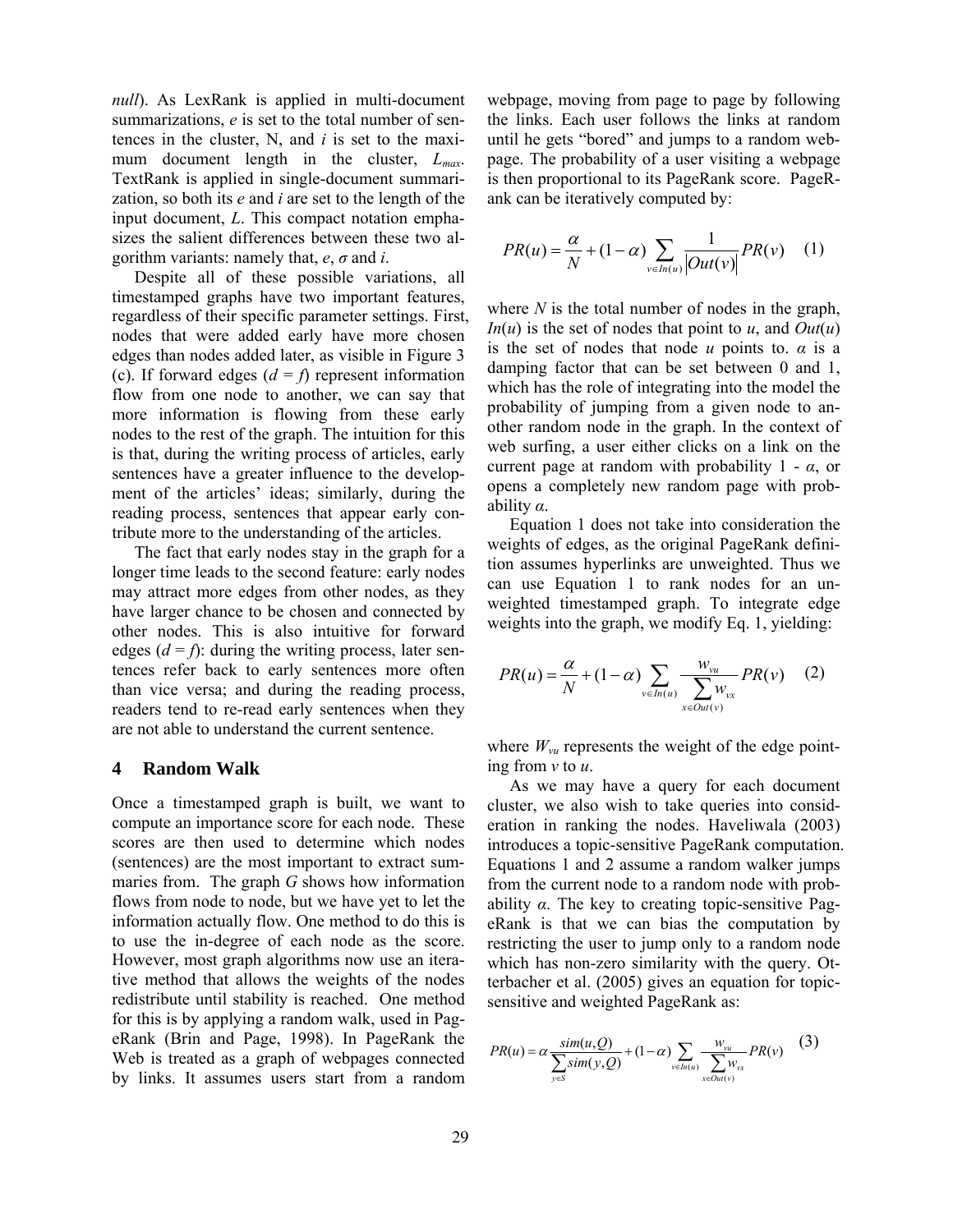*null*). As LexRank is applied in multi-document summarizations, *e* is set to the total number of sentences in the cluster, N, and *i* is set to the maximum document length in the cluster, $L_{max}$. TextRank is applied in single-document summarization, so both its *e* and *i* are set to the length of the input document, *L*. This compact notation emphasizes the salient differences between these two algorithm variants: namely that, *e*, *σ* and *i*.

Despite all of these possible variations, all timestamped graphs have two important features, regardless of their specific parameter settings. First, nodes that were added early have more chosen edges than nodes added later, as visible in Figure 3 (c). If forward edges ($d = f$) represent information flow from one node to another, we can say that more information is flowing from these early nodes to the rest of the graph. The intuition for this is that, during the writing process of articles, early sentences have a greater influence to the development of the articles' ideas; similarly, during the reading process, sentences that appear early contribute more to the understanding of the articles.

The fact that early nodes stay in the graph for a longer time leads to the second feature: early nodes may attract more edges from other nodes, as they have larger chance to be chosen and connected by other nodes. This is also intuitive for forward edges ($d = f$): during the writing process, later sentences refer back to early sentences more often than vice versa; and during the reading process, readers tend to re-read early sentences when they are not able to understand the current sentence.

## 4 Random Walk

Once a timestamped graph is built, we want to compute an importance score for each node. These scores are then used to determine which nodes (sentences) are the most important to extract summaries from. The graph *G* shows how information flows from node to node, but we have yet to let the information actually flow. One method to do this is to use the in-degree of each node as the score. However, most graph algorithms now use an iterative method that allows the weights of the nodes redistribute until stability is reached. One method for this is by applying a random walk, used in PageRank (Brin and Page, 1998). In PageRank the Web is treated as a graph of webpages connected by links. It assumes users start from a random webpage, moving from page to page by following the links. Each user follows the links at random until he gets "bored" and jumps to a random webpage. The probability of a user visiting a webpage is then proportional to its PageRank score. PageRank can be iteratively computed by:

$$PR(u) = \frac{\alpha}{N} + (1-\alpha) \sum_{v \in In(u)} \frac{1}{|Out(v)|} PR(v) \quad (1)$$

where *N* is the total number of nodes in the graph, $In(u)$ is the set of nodes that point to *u*, and $Out(u)$ is the set of nodes that node *u* points to. *α* is a damping factor that can be set between 0 and 1, which has the role of integrating into the model the probability of jumping from a given node to another random node in the graph. In the context of web surfing, a user either clicks on a link on the current page at random with probability 1 - *α*, or opens a completely new random page with probability *α*.

Equation 1 does not take into consideration the weights of edges, as the original PageRank definition assumes hyperlinks are unweighted. Thus we can use Equation 1 to rank nodes for an unweighted timestamped graph. To integrate edge weights into the graph, we modify Eq. 1, yielding:

$$PR(u) = \frac{\alpha}{N} + (1-\alpha) \sum_{v \in In(u)} \frac{w_{vu}}{\sum_{x \in Out(v)} w_{vx}} PR(v) \quad (2)$$

where $W_{vu}$ represents the weight of the edge pointing from *v* to *u*.

As we may have a query for each document cluster, we also wish to take queries into consideration in ranking the nodes. Haveliwala (2003) introduces a topic-sensitive PageRank computation. Equations 1 and 2 assume a random walker jumps from the current node to a random node with probability *α*. The key to creating topic-sensitive PageRank is that we can bias the computation by restricting the user to jump only to a random node which has non-zero similarity with the query. Otterbacher et al. (2005) gives an equation for topic-sensitive and weighted PageRank as:

$$PR(u) = \alpha \frac{sim(u,Q)}{\sum_{y \in S} sim(y,Q)} + (1-\alpha) \sum_{v \in In(u)} \frac{w_{vu}}{\sum_{x \in Out(v)} w_{vx}} PR(v) \quad (3)$$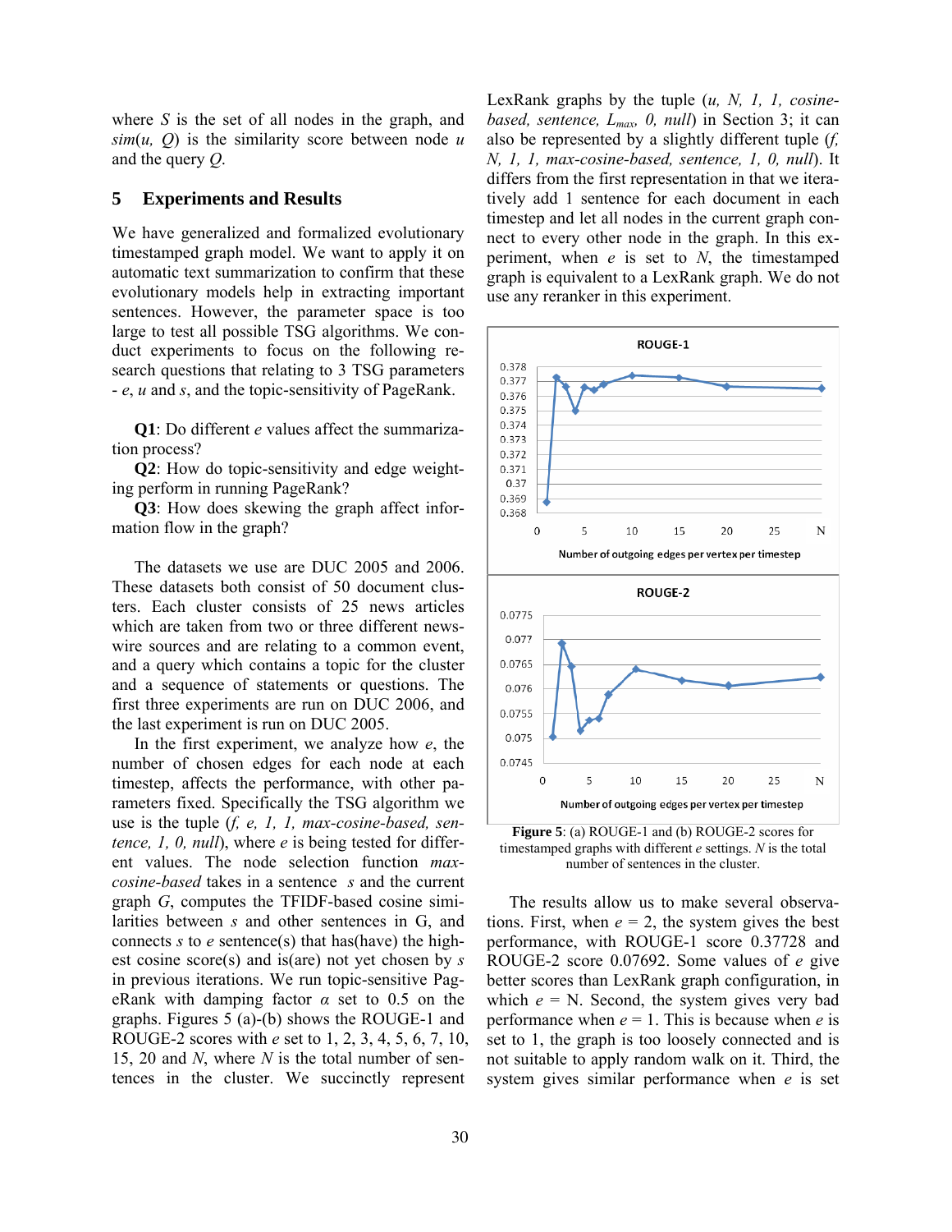where $S$ is the set of all nodes in the graph, and $sim(u, Q)$ is the similarity score between node $u$ and the query $Q$.

## 5 Experiments and Results

We have generalized and formalized evolutionary timestamped graph model. We want to apply it on automatic text summarization to confirm that these evolutionary models help in extracting important sentences. However, the parameter space is too large to test all possible TSG algorithms. We conduct experiments to focus on the following research questions that relating to 3 TSG parameters - $e$, $u$ and $s$, and the topic-sensitivity of PageRank.

**Q1**: Do different $e$ values affect the summarization process?

**Q2**: How do topic-sensitivity and edge weighting perform in running PageRank?

**Q3**: How does skewing the graph affect information flow in the graph?

The datasets we use are DUC 2005 and 2006. These datasets both consist of 50 document clusters. Each cluster consists of 25 news articles which are taken from two or three different newswire sources and are relating to a common event, and a query which contains a topic for the cluster and a sequence of statements or questions. The first three experiments are run on DUC 2006, and the last experiment is run on DUC 2005.

In the first experiment, we analyze how $e$, the number of chosen edges for each node at each timestep, affects the performance, with other parameters fixed. Specifically the TSG algorithm we use is the tuple (*f, e, 1, 1, max-cosine-based, sentence, 1, 0, null*), where $e$ is being tested for different values. The node selection function *max-cosine-based* takes in a sentence $s$ and the current graph $G$, computes the TFIDF-based cosine similarities between $s$ and other sentences in G, and connects $s$ to $e$ sentence(s) that has(have) the highest cosine score(s) and is(are) not yet chosen by $s$ in previous iterations. We run topic-sensitive PageRank with damping factor $\alpha$ set to 0.5 on the graphs. Figures 5 (a)-(b) shows the ROUGE-1 and ROUGE-2 scores with $e$ set to 1, 2, 3, 4, 5, 6, 7, 10, 15, 20 and $N$, where $N$ is the total number of sentences in the cluster. We succinctly represent LexRank graphs by the tuple (*u, N, 1, 1, cosine-based, sentence, $L_{max}$, 0, null*) in Section 3; it can also be represented by a slightly different tuple (*f, N, 1, 1, max-cosine-based, sentence, 1, 0, null*). It differs from the first representation in that we iteratively add 1 sentence for each document in each timestep and let all nodes in the current graph connect to every other node in the graph. In this experiment, when $e$ is set to $N$, the timestamped graph is equivalent to a LexRank graph. We do not use any reranker in this experiment.

**Figure 5**: (a) ROUGE-1 and (b) ROUGE-2 scores for timestamped graphs with different $e$ settings. $N$ is the total number of sentences in the cluster.

The results allow us to make several observations. First, when $e$ = 2, the system gives the best performance, with ROUGE-1 score 0.37728 and ROUGE-2 score 0.07692. Some values of $e$ give better scores than LexRank graph configuration, in which $e$ = N. Second, the system gives very bad performance when $e$ = 1. This is because when $e$ is set to 1, the graph is too loosely connected and is not suitable to apply random walk on it. Third, the system gives similar performance when $e$ is set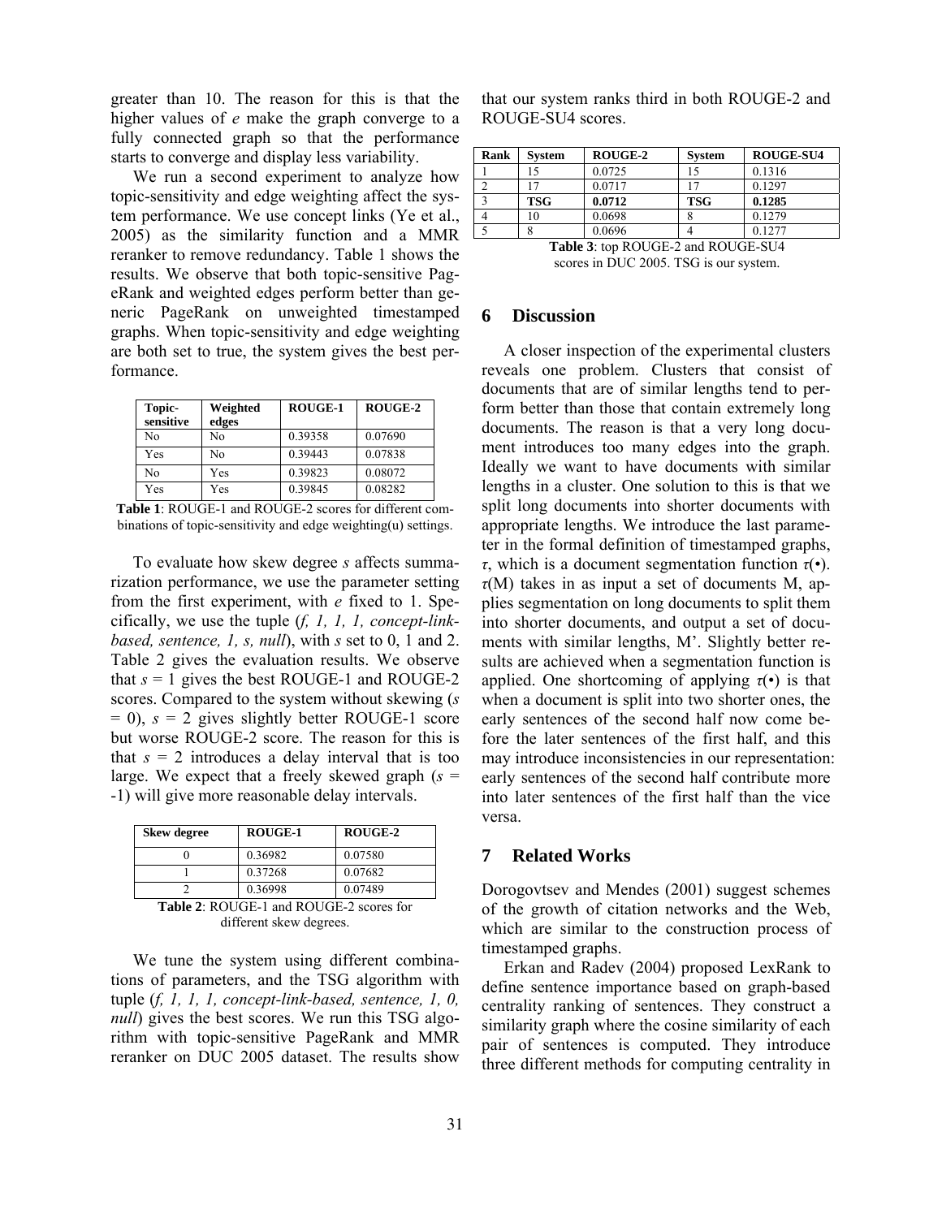greater than 10. The reason for this is that the higher values of *e* make the graph converge to a fully connected graph so that the performance starts to converge and display less variability.

We run a second experiment to analyze how topic-sensitivity and edge weighting affect the system performance. We use concept links (Ye et al., 2005) as the similarity function and a MMR reranker to remove redundancy. Table 1 shows the results. We observe that both topic-sensitive PageRank and weighted edges perform better than generic PageRank on unweighted timestamped graphs. When topic-sensitivity and edge weighting are both set to true, the system gives the best performance.

| Topic-sensitive | Weighted edges | ROUGE-1 | ROUGE-2 |
|---|---|---|---|
| No | No | 0.39358 | 0.07690 |
| Yes | No | 0.39443 | 0.07838 |
| No | Yes | 0.39823 | 0.08072 |
| Yes | Yes | 0.39845 | 0.08282 |

**Table 1**: ROUGE-1 and ROUGE-2 scores for different combinations of topic-sensitivity and edge weighting(u) settings.

To evaluate how skew degree *s* affects summarization performance, we use the parameter setting from the first experiment, with *e* fixed to 1. Specifically, we use the tuple (*f, 1, 1, 1, concept-link-based, sentence, 1, s, null*), with *s* set to 0, 1 and 2. Table 2 gives the evaluation results. We observe that *s* = 1 gives the best ROUGE-1 and ROUGE-2 scores. Compared to the system without skewing (*s* = 0), *s* = 2 gives slightly better ROUGE-1 score but worse ROUGE-2 score. The reason for this is that *s* = 2 introduces a delay interval that is too large. We expect that a freely skewed graph (*s* = -1) will give more reasonable delay intervals.

| Skew degree | ROUGE-1 | ROUGE-2 |
|---|---|---|
| 0 | 0.36982 | 0.07580 |
| 1 | 0.37268 | 0.07682 |
| 2 | 0.36998 | 0.07489 |

**Table 2**: ROUGE-1 and ROUGE-2 scores for different skew degrees.

We tune the system using different combinations of parameters, and the TSG algorithm with tuple (*f, 1, 1, 1, concept-link-based, sentence, 1, 0, null*) gives the best scores. We run this TSG algorithm with topic-sensitive PageRank and MMR reranker on DUC 2005 dataset. The results show that our system ranks third in both ROUGE-2 and ROUGE-SU4 scores.

| Rank | System | ROUGE-2 | System | ROUGE-SU4 |
|---|---|---|---|---|
| 1 | 15 | 0.0725 | 15 | 0.1316 |
| 2 | 17 | 0.0717 | 17 | 0.1297 |
| 3 | **TSG** | **0.0712** | **TSG** | **0.1285** |
| 4 | 10 | 0.0698 | 8 | 0.1279 |
| 5 | 8 | 0.0696 | 4 | 0.1277 |

**Table 3**: top ROUGE-2 and ROUGE-SU4 scores in DUC 2005. TSG is our system.

## 6 Discussion

A closer inspection of the experimental clusters reveals one problem. Clusters that consist of documents that are of similar lengths tend to perform better than those that contain extremely long documents. The reason is that a very long document introduces too many edges into the graph. Ideally we want to have documents with similar lengths in a cluster. One solution to this is that we split long documents into shorter documents with appropriate lengths. We introduce the last parameter in the formal definition of timestamped graphs, $\tau$, which is a document segmentation function $\tau(\bullet)$. $\tau(M)$ takes in as input a set of documents M, applies segmentation on long documents to split them into shorter documents, and output a set of documents with similar lengths, M'. Slightly better results are achieved when a segmentation function is applied. One shortcoming of applying $\tau(\bullet)$ is that when a document is split into two shorter ones, the early sentences of the second half now come before the later sentences of the first half, and this may introduce inconsistencies in our representation: early sentences of the second half contribute more into later sentences of the first half than the vice versa.

## 7 Related Works

Dorogovtsev and Mendes (2001) suggest schemes of the growth of citation networks and the Web, which are similar to the construction process of timestamped graphs.

Erkan and Radev (2004) proposed LexRank to define sentence importance based on graph-based centrality ranking of sentences. They construct a similarity graph where the cosine similarity of each pair of sentences is computed. They introduce three different methods for computing centrality in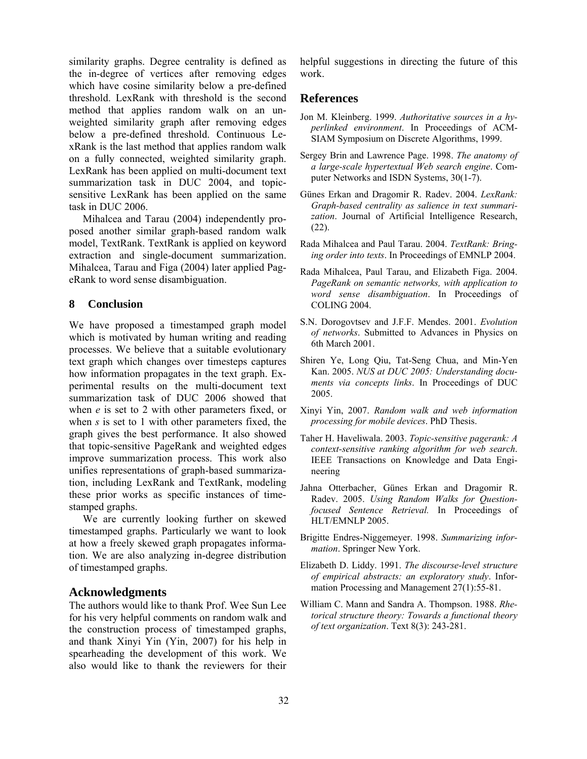similarity graphs. Degree centrality is defined as the in-degree of vertices after removing edges which have cosine similarity below a pre-defined threshold. LexRank with threshold is the second method that applies random walk on an unweighted similarity graph after removing edges below a pre-defined threshold. Continuous LexRank is the last method that applies random walk on a fully connected, weighted similarity graph. LexRank has been applied on multi-document text summarization task in DUC 2004, and topic-sensitive LexRank has been applied on the same task in DUC 2006.

Mihalcea and Tarau (2004) independently proposed another similar graph-based random walk model, TextRank. TextRank is applied on keyword extraction and single-document summarization. Mihalcea, Tarau and Figa (2004) later applied PageRank to word sense disambiguation.

## 8 Conclusion

We have proposed a timestamped graph model which is motivated by human writing and reading processes. We believe that a suitable evolutionary text graph which changes over timesteps captures how information propagates in the text graph. Experimental results on the multi-document text summarization task of DUC 2006 showed that when *e* is set to 2 with other parameters fixed, or when *s* is set to 1 with other parameters fixed, the graph gives the best performance. It also showed that topic-sensitive PageRank and weighted edges improve summarization process. This work also unifies representations of graph-based summarization, including LexRank and TextRank, modeling these prior works as specific instances of timestamped graphs.

We are currently looking further on skewed timestamped graphs. Particularly we want to look at how a freely skewed graph propagates information. We are also analyzing in-degree distribution of timestamped graphs.

## Acknowledgments

The authors would like to thank Prof. Wee Sun Lee for his very helpful comments on random walk and the construction process of timestamped graphs, and thank Xinyi Yin (Yin, 2007) for his help in spearheading the development of this work. We also would like to thank the reviewers for their helpful suggestions in directing the future of this work.

## References

Jon M. Kleinberg. 1999. *Authoritative sources in a hyperlinked environment*. In Proceedings of ACM-SIAM Symposium on Discrete Algorithms, 1999.

Sergey Brin and Lawrence Page. 1998. *The anatomy of a large-scale hypertextual Web search engine*. Computer Networks and ISDN Systems, 30(1-7).

Günes Erkan and Dragomir R. Radev. 2004. *LexRank: Graph-based centrality as salience in text summarization*. Journal of Artificial Intelligence Research, (22).

Rada Mihalcea and Paul Tarau. 2004. *TextRank: Bringing order into texts*. In Proceedings of EMNLP 2004.

Rada Mihalcea, Paul Tarau, and Elizabeth Figa. 2004. *PageRank on semantic networks, with application to word sense disambiguation*. In Proceedings of COLING 2004.

S.N. Dorogovtsev and J.F.F. Mendes. 2001. *Evolution of networks*. Submitted to Advances in Physics on 6th March 2001.

Shiren Ye, Long Qiu, Tat-Seng Chua, and Min-Yen Kan. 2005. *NUS at DUC 2005: Understanding documents via concepts links*. In Proceedings of DUC 2005.

Xinyi Yin, 2007. *Random walk and web information processing for mobile devices*. PhD Thesis.

Taher H. Haveliwala. 2003. *Topic-sensitive pagerank: A context-sensitive ranking algorithm for web search*. IEEE Transactions on Knowledge and Data Engineering

Jahna Otterbacher, Günes Erkan and Dragomir R. Radev. 2005. *Using Random Walks for Question-focused Sentence Retrieval.* In Proceedings of HLT/EMNLP 2005.

Brigitte Endres-Niggemeyer. 1998. *Summarizing information*. Springer New York.

Elizabeth D. Liddy. 1991. *The discourse-level structure of empirical abstracts: an exploratory study*. Information Processing and Management 27(1):55-81.

William C. Mann and Sandra A. Thompson. 1988. *Rhetorical structure theory: Towards a functional theory of text organization*. Text 8(3): 243-281.